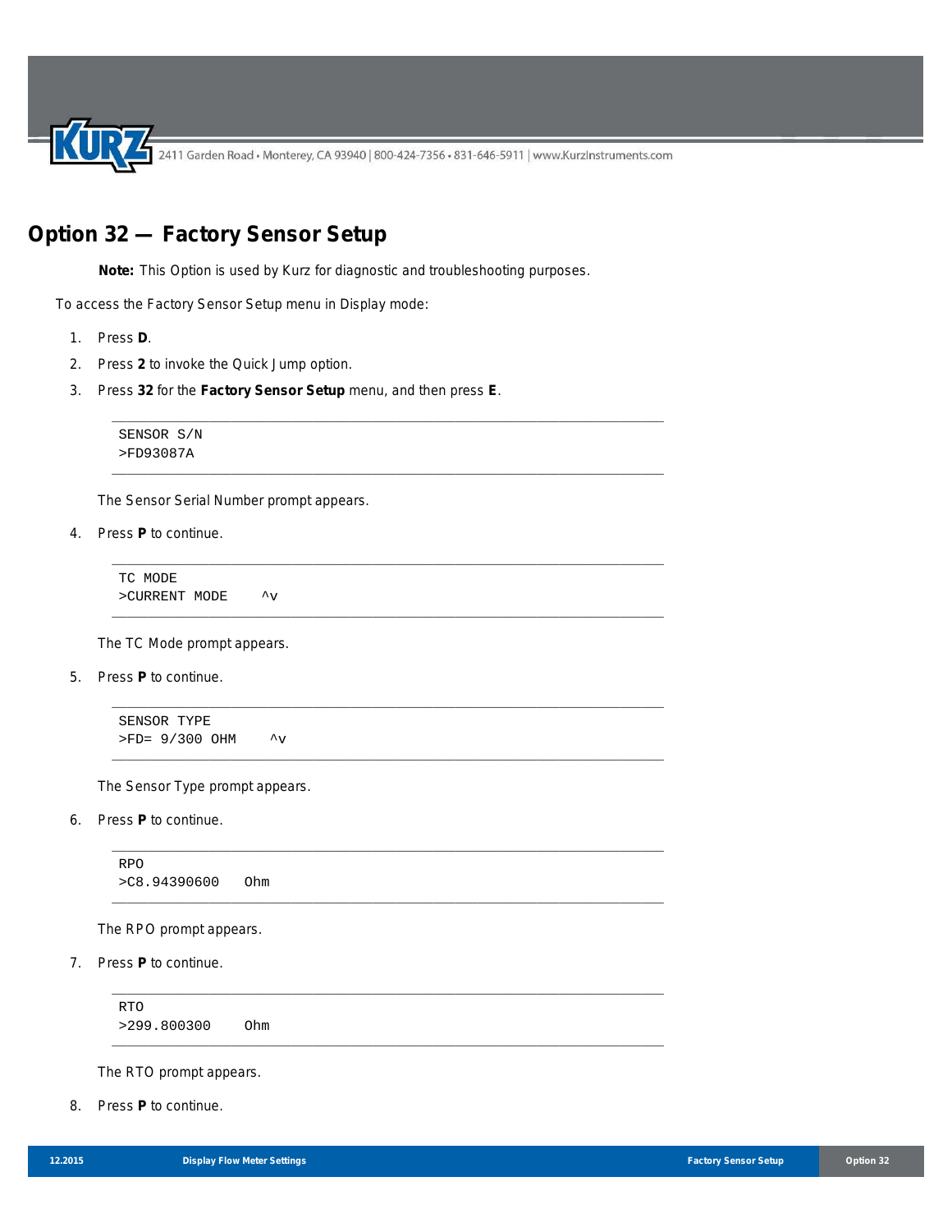# Option 32 — Factory Sensor Setup

**Note:** This Option is used by Kurz for diagnostic and troubleshooting purposes.

To access the Factory Sensor Setup menu in Display mode:

1. Press **D**.
2. Press **2** to invoke the Quick Jump option.
3. Press **32** for the **Factory Sensor Setup** menu, and then press **E**.

   ```
   SENSOR S/N
   >FD93087A
   ```

   The Sensor Serial Number prompt appears.

4. Press **P** to continue.

   ```
   TC MODE
   >CURRENT MODE    ^v
   ```

   The TC Mode prompt appears.

5. Press **P** to continue.

   ```
   SENSOR TYPE
   >FD= 9/300 OHM    ^v
   ```

   The Sensor Type prompt appears.

6. Press **P** to continue.

   ```
   RPO
   >C8.94390600   Ohm
   ```

   The RPO prompt appears.

7. Press **P** to continue.

   ```
   RTO
   >299.800300    Ohm
   ```

   The RTO prompt appears.

8. Press **P** to continue.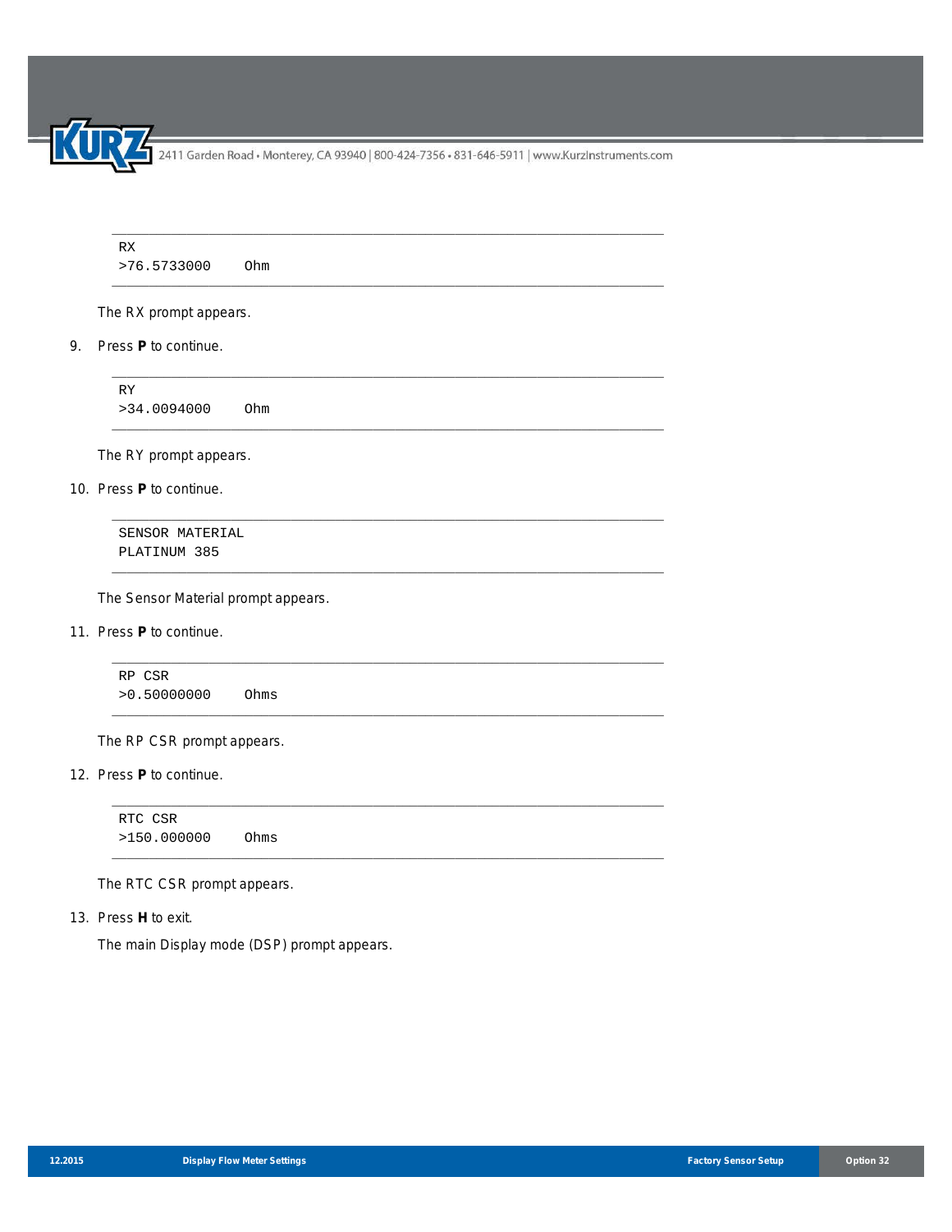```
RX
>76.5733000    Ohm
```

The RX prompt appears.

9. Press **P** to continue.

```
RY
>34.0094000    Ohm
```

The RY prompt appears.

10. Press **P** to continue.

```
SENSOR MATERIAL
PLATINUM 385
```

The Sensor Material prompt appears.

11. Press **P** to continue.

```
RP CSR
>0.50000000    Ohms
```

The RP CSR prompt appears.

12. Press **P** to continue.

```
RTC CSR
>150.000000    Ohms
```

The RTC CSR prompt appears.

13. Press **H** to exit.

The main Display mode (DSP) prompt appears.